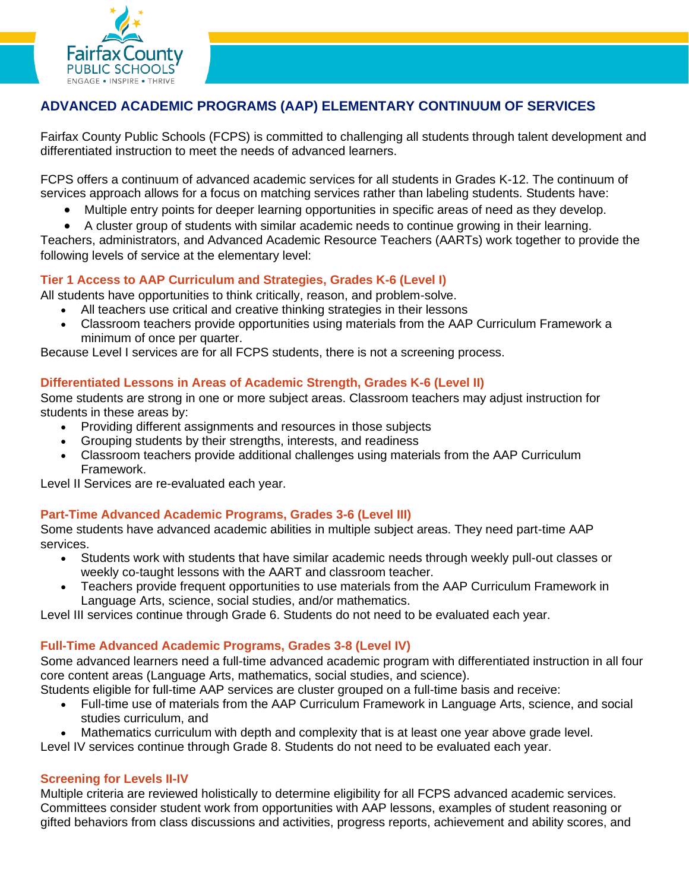# ADVANCED ACADEMIC PROGRAMS (AAP) ELEMENTARY CONTINUUM OF SERVICES

Fairfax County Public Schools (FCPS) is committed to challenging all students through talent development and differentiated instruction to meet the needs of advanced learners.

FCPS offers a continuum of advanced academic services for all students in Grades K-12. The continuum of services approach allows for a focus on matching services rather than labeling students. Students have:

- Multiple entry points for deeper learning opportunities in specific areas of need as they develop.
- A cluster group of students with similar academic needs to continue growing in their learning.

Teachers, administrators, and Advanced Academic Resource Teachers (AARTs) work together to provide the following levels of service at the elementary level:

## Tier 1 Access to AAP Curriculum and Strategies, Grades K-6 (Level I)

All students have opportunities to think critically, reason, and problem-solve.

- All teachers use critical and creative thinking strategies in their lessons
- Classroom teachers provide opportunities using materials from the AAP Curriculum Framework a minimum of once per quarter.

Because Level I services are for all FCPS students, there is not a screening process.

## Differentiated Lessons in Areas of Academic Strength, Grades K-6 (Level II)

Some students are strong in one or more subject areas. Classroom teachers may adjust instruction for students in these areas by:

- Providing different assignments and resources in those subjects
- Grouping students by their strengths, interests, and readiness
- Classroom teachers provide additional challenges using materials from the AAP Curriculum Framework.

Level II Services are re-evaluated each year.

## Part-Time Advanced Academic Programs, Grades 3-6 (Level III)

Some students have advanced academic abilities in multiple subject areas. They need part-time AAP services.

- Students work with students that have similar academic needs through weekly pull-out classes or weekly co-taught lessons with the AART and classroom teacher.
- Teachers provide frequent opportunities to use materials from the AAP Curriculum Framework in Language Arts, science, social studies, and/or mathematics.

Level III services continue through Grade 6. Students do not need to be evaluated each year.

## Full-Time Advanced Academic Programs, Grades 3-8 (Level IV)

Some advanced learners need a full-time advanced academic program with differentiated instruction in all four core content areas (Language Arts, mathematics, social studies, and science).

Students eligible for full-time AAP services are cluster grouped on a full-time basis and receive:

- Full-time use of materials from the AAP Curriculum Framework in Language Arts, science, and social studies curriculum, and
- Mathematics curriculum with depth and complexity that is at least one year above grade level.

Level IV services continue through Grade 8. Students do not need to be evaluated each year.

## Screening for Levels II-IV

Multiple criteria are reviewed holistically to determine eligibility for all FCPS advanced academic services. Committees consider student work from opportunities with AAP lessons, examples of student reasoning or gifted behaviors from class discussions and activities, progress reports, achievement and ability scores, and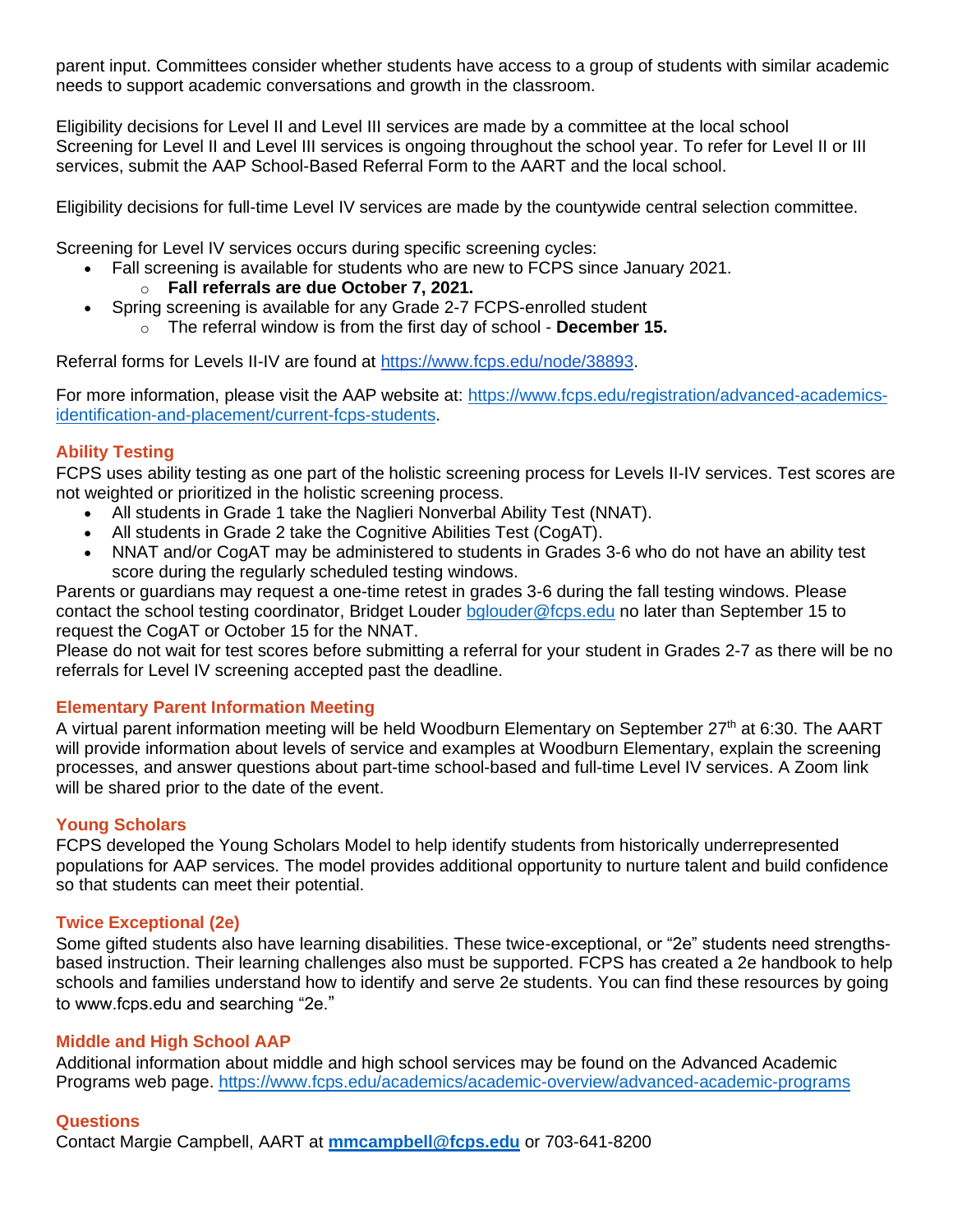parent input. Committees consider whether students have access to a group of students with similar academic needs to support academic conversations and growth in the classroom.

Eligibility decisions for Level II and Level III services are made by a committee at the local school Screening for Level II and Level III services is ongoing throughout the school year. To refer for Level II or III services, submit the AAP School-Based Referral Form to the AART and the local school.

Eligibility decisions for full-time Level IV services are made by the countywide central selection committee.

Screening for Level IV services occurs during specific screening cycles:

- Fall screening is available for students who are new to FCPS since January 2021.
  - **Fall referrals are due October 7, 2021.**
- Spring screening is available for any Grade 2-7 FCPS-enrolled student
  - The referral window is from the first day of school - **December 15.**

Referral forms for Levels II-IV are found at https://www.fcps.edu/node/38893.

For more information, please visit the AAP website at: https://www.fcps.edu/registration/advanced-academics-identification-and-placement/current-fcps-students.

## Ability Testing

FCPS uses ability testing as one part of the holistic screening process for Levels II-IV services. Test scores are not weighted or prioritized in the holistic screening process.

- All students in Grade 1 take the Naglieri Nonverbal Ability Test (NNAT).
- All students in Grade 2 take the Cognitive Abilities Test (CogAT).
- NNAT and/or CogAT may be administered to students in Grades 3-6 who do not have an ability test score during the regularly scheduled testing windows.

Parents or guardians may request a one-time retest in grades 3-6 during the fall testing windows. Please contact the school testing coordinator, Bridget Louder bglouder@fcps.edu no later than September 15 to request the CogAT or October 15 for the NNAT.

Please do not wait for test scores before submitting a referral for your student in Grades 2-7 as there will be no referrals for Level IV screening accepted past the deadline.

## Elementary Parent Information Meeting

A virtual parent information meeting will be held Woodburn Elementary on September 27th at 6:30. The AART will provide information about levels of service and examples at Woodburn Elementary, explain the screening processes, and answer questions about part-time school-based and full-time Level IV services. A Zoom link will be shared prior to the date of the event.

## Young Scholars

FCPS developed the Young Scholars Model to help identify students from historically underrepresented populations for AAP services. The model provides additional opportunity to nurture talent and build confidence so that students can meet their potential.

## Twice Exceptional (2e)

Some gifted students also have learning disabilities. These twice-exceptional, or "2e" students need strengths-based instruction. Their learning challenges also must be supported. FCPS has created a 2e handbook to help schools and families understand how to identify and serve 2e students. You can find these resources by going to www.fcps.edu and searching "2e."

## Middle and High School AAP

Additional information about middle and high school services may be found on the Advanced Academic Programs web page. https://www.fcps.edu/academics/academic-overview/advanced-academic-programs

## Questions

Contact Margie Campbell, AART at **mmcampbell@fcps.edu** or 703-641-8200